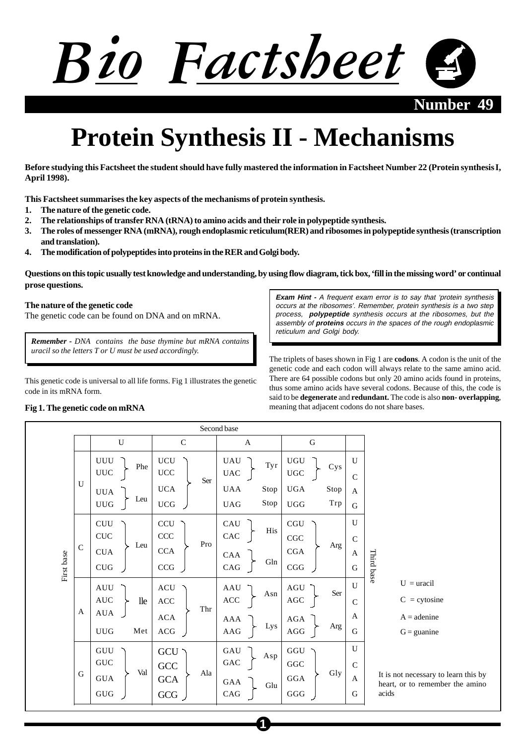# Bio Factsheet

**Number 49**

# Protein Synthesis II - Mechanisms

**Before studying this Factsheet the student should have fully mastered the information in Factsheet Number 22 (Protein synthesis I, April 1998).**

**This Factsheet summarises the key aspects of the mechanisms of protein synthesis.**

1. **The nature of the genetic code.**
2. **The relationships of transfer RNA (tRNA) to amino acids and their role in polypeptide synthesis.**
3. **The roles of messenger RNA (mRNA), rough endoplasmic reticulum(RER) and ribosomes in polypeptide synthesis (transcription and translation).**
4. **The modification of polypeptides into proteins in the RER and Golgi body.**

**Questions on this topic usually test knowledge and understanding, by using flow diagram, tick box, 'fill in the missing word' or continual prose questions.**

### The nature of the genetic code

The genetic code can be found on DNA and on mRNA.

> ***Remember -** DNA contains the base thymine but mRNA contains uracil so the letters T or U must be used accordingly.*

This genetic code is universal to all life forms. Fig 1 illustrates the genetic code in its mRNA form.

> ***Exam Hint -** A frequent exam error is to say that 'protein synthesis occurs at the ribosomes'. Remember, protein synthesis is a two step process, **polypeptide** synthesis occurs at the ribosomes, but the assembly of **proteins** occurs in the spaces of the rough endoplasmic reticulum and Golgi body.*

The triplets of bases shown in Fig 1 are **codons**. A codon is the unit of the genetic code and each codon will always relate to the same amino acid. There are 64 possible codons but only 20 amino acids found in proteins, thus some amino acids have several codons. Because of this, the code is said to be **degenerate** and **redundant.** The code is also **non- overlapping**, meaning that adjacent codons do not share bases.

**Fig 1. The genetic code on mRNA**

| First base | Second base: U | | Second base: C | | Second base: A | | Second base: G | | Third base |
|---|---|---|---|---|---|---|---|---|---|
| U | UUU | Phe | UCU | Ser | UAU | Tyr | UGU | Cys | U |
| U | UUC | Phe | UCC | Ser | UAC | Tyr | UGC | Cys | C |
| U | UUA | Leu | UCA | Ser | UAA | Stop | UGA | Stop | A |
| U | UUG | Leu | UCG | Ser | UAG | Stop | UGG | Trp | G |
| C | CUU | Leu | CCU | Pro | CAU | His | CGU | Arg | U |
| C | CUC | Leu | CCC | Pro | CAC | His | CGC | Arg | C |
| C | CUA | Leu | CCA | Pro | CAA | Gln | CGA | Arg | A |
| C | CUG | Leu | CCG | Pro | CAG | Gln | CGG | Arg | G |
| A | AUU | Ile | ACU | Thr | AAU | Asn | AGU | Ser | U |
| A | AUC | Ile | ACC | Thr | AAC | Asn | AGC | Ser | C |
| A | AUA | Ile | ACA | Thr | AAA | Lys | AGA | Arg | A |
| A | UUG | Met | ACG | Thr | AAG | Lys | AGG | Arg | G |
| G | GUU | Val | GCU | Ala | GAU | Asp | GGU | Gly | U |
| G | GUC | Val | GCC | Ala | GAC | Asp | GGC | Gly | C |
| G | GUA | Val | GCA | Ala | GAA | Glu | GGA | Gly | A |
| G | GUG | Val | GCG | Ala | CAG | Glu | GGG | Gly | G |

U = uracil

C = cytosine

A = adenine

G = guanine

It is not necessary to learn this by heart, or to remember the amino acids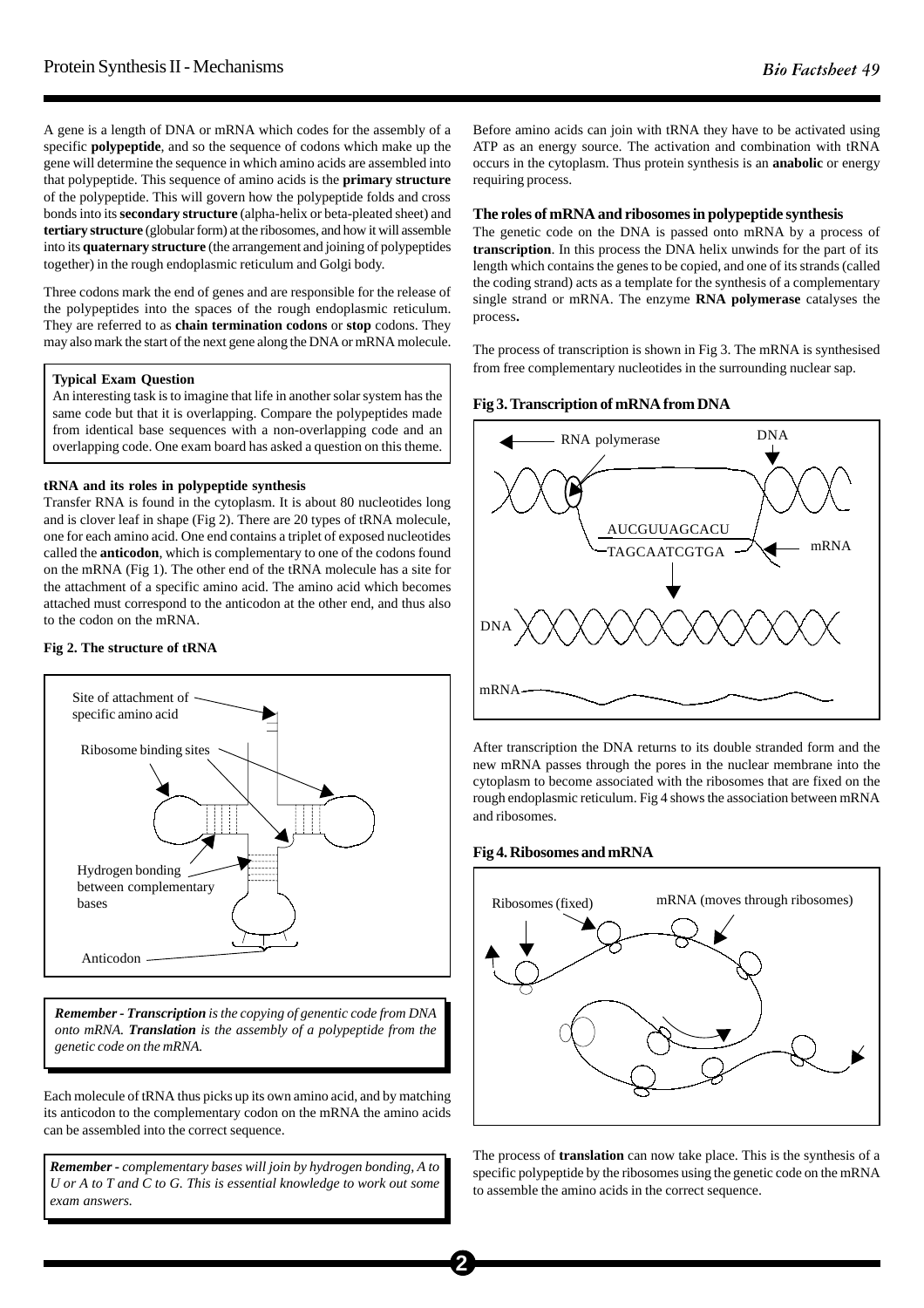A gene is a length of DNA or mRNA which codes for the assembly of a specific **polypeptide**, and so the sequence of codons which make up the gene will determine the sequence in which amino acids are assembled into that polypeptide. This sequence of amino acids is the **primary structure** of the polypeptide. This will govern how the polypeptide folds and cross bonds into its **secondary structure** (alpha-helix or beta-pleated sheet) and **tertiary structure** (globular form) at the ribosomes, and how it will assemble into its **quaternary structure** (the arrangement and joining of polypeptides together) in the rough endoplasmic reticulum and Golgi body.

Three codons mark the end of genes and are responsible for the release of the polypeptides into the spaces of the rough endoplasmic reticulum. They are referred to as **chain termination codons** or **stop** codons. They may also mark the start of the next gene along the DNA or mRNA molecule.

> **Typical Exam Question**
> An interesting task is to imagine that life in another solar system has the same code but that it is overlapping. Compare the polypeptides made from identical base sequences with a non-overlapping code and an overlapping code. One exam board has asked a question on this theme.

**tRNA and its roles in polypeptide synthesis**

Transfer RNA is found in the cytoplasm. It is about 80 nucleotides long and is clover leaf in shape (Fig 2). There are 20 types of tRNA molecule, one for each amino acid. One end contains a triplet of exposed nucleotides called the **anticodon**, which is complementary to one of the codons found on the mRNA (Fig 1). The other end of the tRNA molecule has a site for the attachment of a specific amino acid. The amino acid which becomes attached must correspond to the anticodon at the other end, and thus also to the codon on the mRNA.

**Fig 2. The structure of tRNA**

Site of attachment of specific amino acid

Ribosome binding sites

Hydrogen bonding between complementary bases

Anticodon

> ***Remember - Transcription** is the copying of genentic code from DNA onto mRNA. **Translation** is the assembly of a polypeptide from the genetic code on the mRNA.*

Each molecule of tRNA thus picks up its own amino acid, and by matching its anticodon to the complementary codon on the mRNA the amino acids can be assembled into the correct sequence.

> ***Remember** - complementary bases will join by hydrogen bonding, A to U or A to T and C to G. This is essential knowledge to work out some exam answers.*

Before amino acids can join with tRNA they have to be activated using ATP as an energy source. The activation and combination with tRNA occurs in the cytoplasm. Thus protein synthesis is an **anabolic** or energy requiring process.

**The roles of mRNA and ribosomes in polypeptide synthesis**

The genetic code on the DNA is passed onto mRNA by a process of **transcription**. In this process the DNA helix unwinds for the part of its length which contains the genes to be copied, and one of its strands (called the coding strand) acts as a template for the synthesis of a complementary single strand or mRNA. The enzyme **RNA polymerase** catalyses the process**.**

The process of transcription is shown in Fig 3. The mRNA is synthesised from free complementary nucleotides in the surrounding nuclear sap.

**Fig 3. Transcription of mRNA from DNA**

RNA polymerase — DNA

AUCGUUAGCACU
TAGCAATCGTGA — mRNA

DNA

mRNA

After transcription the DNA returns to its double stranded form and the new mRNA passes through the pores in the nuclear membrane into the cytoplasm to become associated with the ribosomes that are fixed on the rough endoplasmic reticulum. Fig 4 shows the association between mRNA and ribosomes.

**Fig 4. Ribosomes and mRNA**

Ribosomes (fixed) — mRNA (moves through ribosomes)

The process of **translation** can now take place. This is the synthesis of a specific polypeptide by the ribosomes using the genetic code on the mRNA to assemble the amino acids in the correct sequence.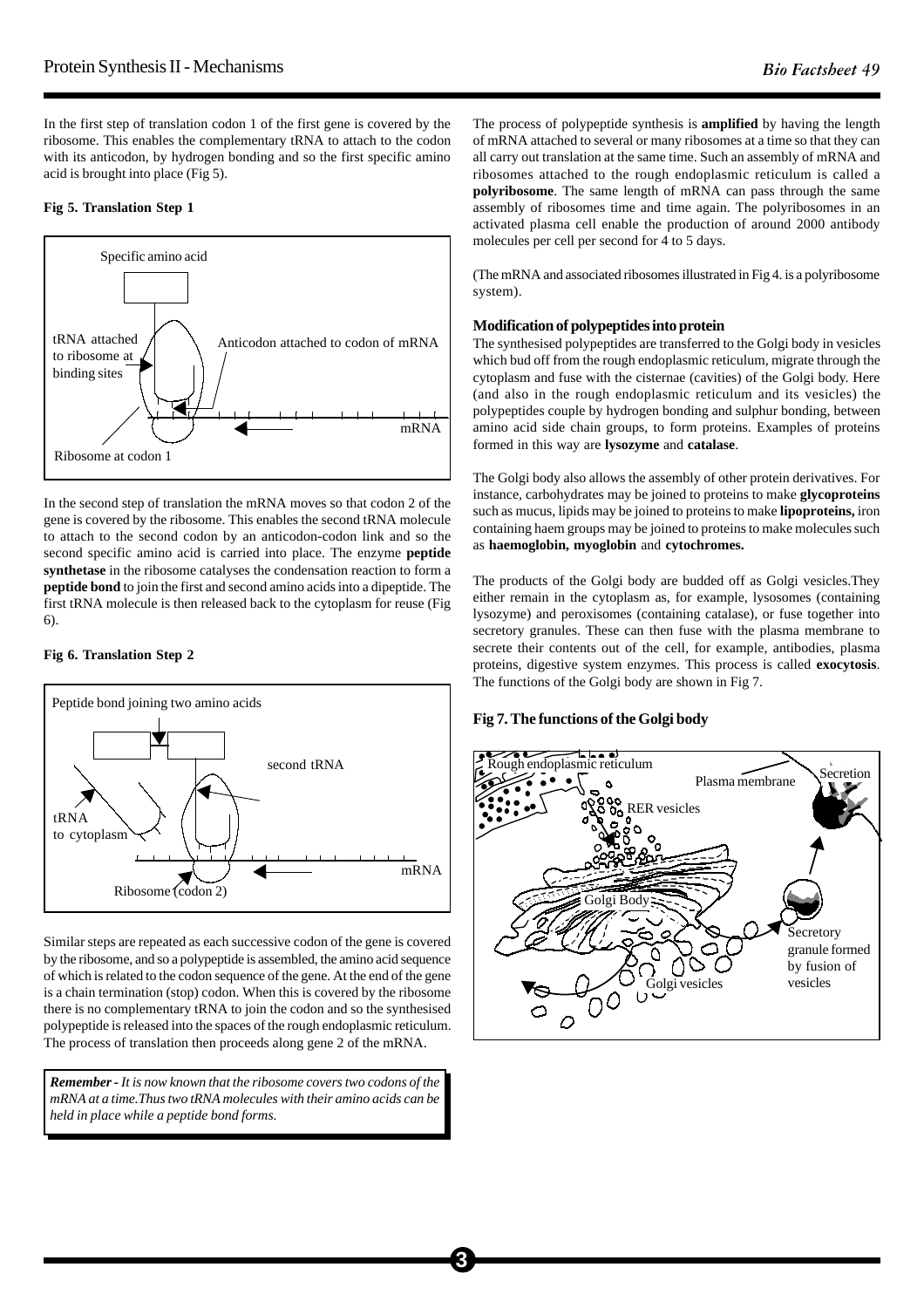In the first step of translation codon 1 of the first gene is covered by the ribosome. This enables the complementary tRNA to attach to the codon with its anticodon, by hydrogen bonding and so the first specific amino acid is brought into place (Fig 5).

**Fig 5. Translation Step 1**

In the second step of translation the mRNA moves so that codon 2 of the gene is covered by the ribosome. This enables the second tRNA molecule to attach to the second codon by an anticodon-codon link and so the second specific amino acid is carried into place. The enzyme **peptide synthetase** in the ribosome catalyses the condensation reaction to form a **peptide bond** to join the first and second amino acids into a dipeptide. The first tRNA molecule is then released back to the cytoplasm for reuse (Fig 6).

**Fig 6. Translation Step 2**

Similar steps are repeated as each successive codon of the gene is covered by the ribosome, and so a polypeptide is assembled, the amino acid sequence of which is related to the codon sequence of the gene. At the end of the gene is a chain termination (stop) codon. When this is covered by the ribosome there is no complementary tRNA to join the codon and so the synthesised polypeptide is released into the spaces of the rough endoplasmic reticulum. The process of translation then proceeds along gene 2 of the mRNA.

***Remember** - It is now known that the ribosome covers two codons of the mRNA at a time. Thus two tRNA molecules with their amino acids can be held in place while a peptide bond forms.*

The process of polypeptide synthesis is **amplified** by having the length of mRNA attached to several or many ribosomes at a time so that they can all carry out translation at the same time. Such an assembly of mRNA and ribosomes attached to the rough endoplasmic reticulum is called a **polyribosome**. The same length of mRNA can pass through the same assembly of ribosomes time and time again. The polyribosomes in an activated plasma cell enable the production of around 2000 antibody molecules per cell per second for 4 to 5 days.

(The mRNA and associated ribosomes illustrated in Fig 4. is a polyribosome system).

### Modification of polypeptides into protein

The synthesised polypeptides are transferred to the Golgi body in vesicles which bud off from the rough endoplasmic reticulum, migrate through the cytoplasm and fuse with the cisternae (cavities) of the Golgi body. Here (and also in the rough endoplasmic reticulum and its vesicles) the polypeptides couple by hydrogen bonding and sulphur bonding, between amino acid side chain groups, to form proteins. Examples of proteins formed in this way are **lysozyme** and **catalase**.

The Golgi body also allows the assembly of other protein derivatives. For instance, carbohydrates may be joined to proteins to make **glycoproteins** such as mucus, lipids may be joined to proteins to make **lipoproteins,** iron containing haem groups may be joined to proteins to make molecules such as **haemoglobin, myoglobin** and **cytochromes.**

The products of the Golgi body are budded off as Golgi vesicles. They either remain in the cytoplasm as, for example, lysosomes (containing lysozyme) and peroxisomes (containing catalase), or fuse together into secretory granules. These can then fuse with the plasma membrane to secrete their contents out of the cell, for example, antibodies, plasma proteins, digestive system enzymes. This process is called **exocytosis**. The functions of the Golgi body are shown in Fig 7.

**Fig 7. The functions of the Golgi body**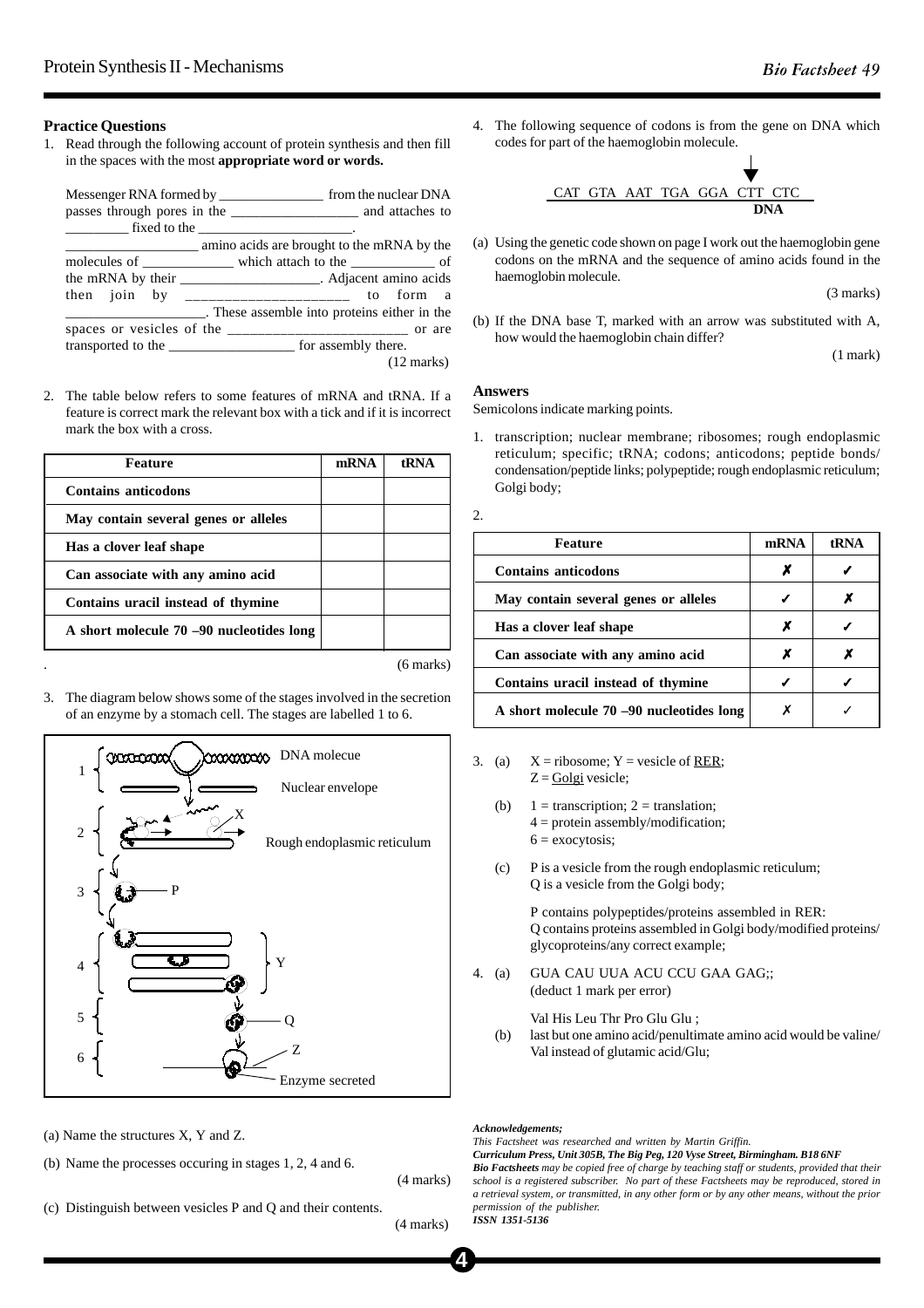## Practice Questions

1. Read through the following account of protein synthesis and then fill in the spaces with the most **appropriate word or words.**

Messenger RNA formed by _______________ from the nuclear DNA passes through pores in the __________________ and attaches to _________ fixed to the _______________________. ___________________ amino acids are brought to the mRNA by the molecules of _____________ which attach to the ____________ of the mRNA by their ____________________. Adjacent amino acids then join by _____________________ to form a ____________________. These assemble into proteins either in the spaces or vesicles of the _________________________ or are transported to the __________________ for assembly there.

(12 marks)

2. The table below refers to some features of mRNA and tRNA. If a feature is correct mark the relevant box with a tick and if it is incorrect mark the box with a cross.

| Feature | mRNA | tRNA |
|---|---|---|
| **Contains anticodons** | | |
| **May contain several genes or alleles** | | |
| **Has a clover leaf shape** | | |
| **Can associate with any amino acid** | | |
| **Contains uracil instead of thymine** | | |
| **A short molecule 70 –90 nucleotides long** | | |

(6 marks)

3. The diagram below shows some of the stages involved in the secretion of an enzyme by a stomach cell. The stages are labelled 1 to 6.

1
2
3
4
5
6
DNA molecue
Nuclear envelope
X
Rough endoplasmic reticulum
P
Y
Q
Z
Enzyme secreted

(a) Name the structures X, Y and Z.

(b) Name the processes occuring in stages 1, 2, 4 and 6.

(4 marks)

(c) Distinguish between vesicles P and Q and their contents.

(4 marks)

4. The following sequence of codons is from the gene on DNA which codes for part of the haemoglobin molecule.

CAT GTA AAT TGA GGA CTT CTC
DNA

(a) Using the genetic code shown on page I work out the haemoglobin gene codons on the mRNA and the sequence of amino acids found in the haemoglobin molecule.

(3 marks)

(b) If the DNA base T, marked with an arrow was substituted with A, how would the haemoglobin chain differ?

(1 mark)

## Answers

Semicolons indicate marking points.

1. transcription; nuclear membrane; ribosomes; rough endoplasmic reticulum; specific; tRNA; codons; anticodons; peptide bonds/ condensation/peptide links; polypeptide; rough endoplasmic reticulum; Golgi body;

2.

| Feature | mRNA | tRNA |
|---|---|---|
| **Contains anticodons** | ✗ | ✓ |
| **May contain several genes or alleles** | ✓ | ✗ |
| **Has a clover leaf shape** | ✗ | ✓ |
| **Can associate with any amino acid** | ✗ | ✗ |
| **Contains uracil instead of thymine** | ✓ | ✓ |
| **A short molecule 70 –90 nucleotides long** | ✗ | ✓ |

3. (a) X = ribosome; Y = vesicle of RER;
Z = Golgi vesicle;

(b) 1 = transcription; 2 = translation;
4 = protein assembly/modification;
6 = exocytosis;

(c) P is a vesicle from the rough endoplasmic reticulum;
Q is a vesicle from the Golgi body;

P contains polypeptides/proteins assembled in RER:
Q contains proteins assembled in Golgi body/modified proteins/ glycoproteins/any correct example;

4. (a) GUA CAU UUA ACU CCU GAA GAG;;
(deduct 1 mark per error)

Val His Leu Thr Pro Glu Glu ;

(b) last but one amino acid/penultimate amino acid would be valine/ Val instead of glutamic acid/Glu;

***Acknowledgements;***
*This Factsheet was researched and written by Martin Griffin.*
***Curriculum Press, Unit 305B, The Big Peg, 120 Vyse Street, Birmingham. B18 6NF***
***Bio Factsheets*** *may be copied free of charge by teaching staff or students, provided that their school is a registered subscriber. No part of these Factsheets may be reproduced, stored in a retrieval system, or transmitted, in any other form or by any other means, without the prior permission of the publisher.*
***ISSN 1351-5136***